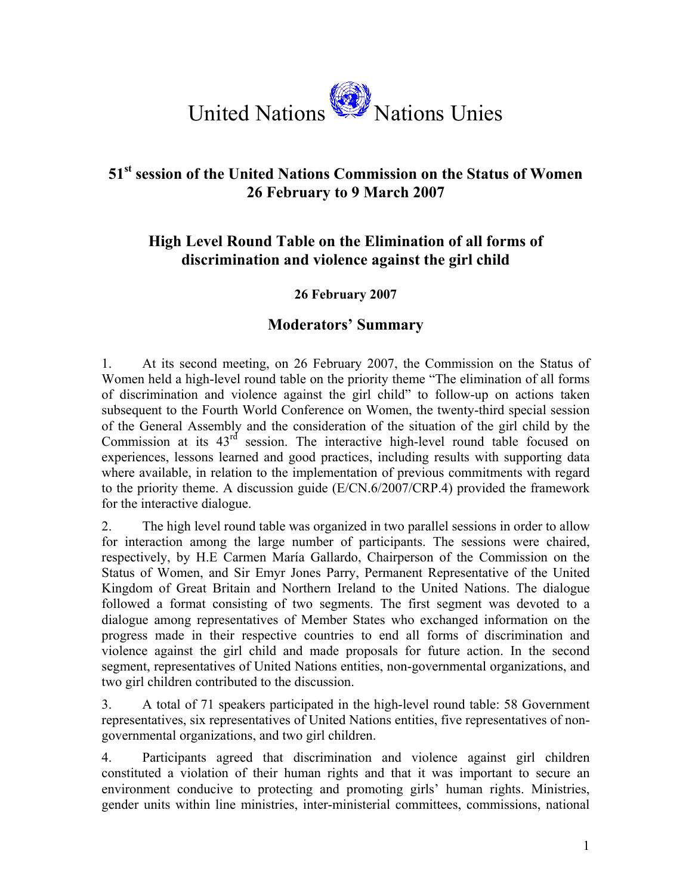United Nations Nations Unies

## 51st session of the United Nations Commission on the Status of Women 26 February to 9 March 2007

## High Level Round Table on the Elimination of all forms of discrimination and violence against the girl child

**26 February 2007**

### Moderators' Summary

1. At its second meeting, on 26 February 2007, the Commission on the Status of Women held a high-level round table on the priority theme "The elimination of all forms of discrimination and violence against the girl child" to follow-up on actions taken subsequent to the Fourth World Conference on Women, the twenty-third special session of the General Assembly and the consideration of the situation of the girl child by the Commission at its 43rd session. The interactive high-level round table focused on experiences, lessons learned and good practices, including results with supporting data where available, in relation to the implementation of previous commitments with regard to the priority theme. A discussion guide (E/CN.6/2007/CRP.4) provided the framework for the interactive dialogue.

2. The high level round table was organized in two parallel sessions in order to allow for interaction among the large number of participants. The sessions were chaired, respectively, by H.E Carmen María Gallardo, Chairperson of the Commission on the Status of Women, and Sir Emyr Jones Parry, Permanent Representative of the United Kingdom of Great Britain and Northern Ireland to the United Nations. The dialogue followed a format consisting of two segments. The first segment was devoted to a dialogue among representatives of Member States who exchanged information on the progress made in their respective countries to end all forms of discrimination and violence against the girl child and made proposals for future action. In the second segment, representatives of United Nations entities, non-governmental organizations, and two girl children contributed to the discussion.

3. A total of 71 speakers participated in the high-level round table: 58 Government representatives, six representatives of United Nations entities, five representatives of non-governmental organizations, and two girl children.

4. Participants agreed that discrimination and violence against girl children constituted a violation of their human rights and that it was important to secure an environment conducive to protecting and promoting girls' human rights. Ministries, gender units within line ministries, inter-ministerial committees, commissions, national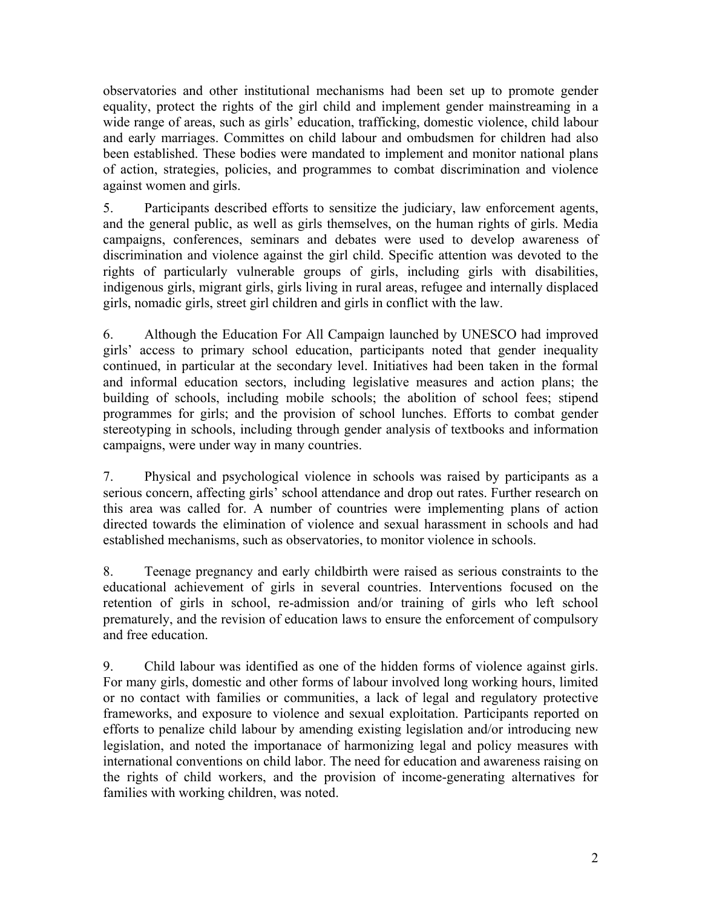observatories and other institutional mechanisms had been set up to promote gender equality, protect the rights of the girl child and implement gender mainstreaming in a wide range of areas, such as girls' education, trafficking, domestic violence, child labour and early marriages. Committes on child labour and ombudsmen for children had also been established. These bodies were mandated to implement and monitor national plans of action, strategies, policies, and programmes to combat discrimination and violence against women and girls.

5. Participants described efforts to sensitize the judiciary, law enforcement agents, and the general public, as well as girls themselves, on the human rights of girls. Media campaigns, conferences, seminars and debates were used to develop awareness of discrimination and violence against the girl child. Specific attention was devoted to the rights of particularly vulnerable groups of girls, including girls with disabilities, indigenous girls, migrant girls, girls living in rural areas, refugee and internally displaced girls, nomadic girls, street girl children and girls in conflict with the law.

6. Although the Education For All Campaign launched by UNESCO had improved girls' access to primary school education, participants noted that gender inequality continued, in particular at the secondary level. Initiatives had been taken in the formal and informal education sectors, including legislative measures and action plans; the building of schools, including mobile schools; the abolition of school fees; stipend programmes for girls; and the provision of school lunches. Efforts to combat gender stereotyping in schools, including through gender analysis of textbooks and information campaigns, were under way in many countries.

7. Physical and psychological violence in schools was raised by participants as a serious concern, affecting girls' school attendance and drop out rates. Further research on this area was called for. A number of countries were implementing plans of action directed towards the elimination of violence and sexual harassment in schools and had established mechanisms, such as observatories, to monitor violence in schools.

8. Teenage pregnancy and early childbirth were raised as serious constraints to the educational achievement of girls in several countries. Interventions focused on the retention of girls in school, re-admission and/or training of girls who left school prematurely, and the revision of education laws to ensure the enforcement of compulsory and free education.

9. Child labour was identified as one of the hidden forms of violence against girls. For many girls, domestic and other forms of labour involved long working hours, limited or no contact with families or communities, a lack of legal and regulatory protective frameworks, and exposure to violence and sexual exploitation. Participants reported on efforts to penalize child labour by amending existing legislation and/or introducing new legislation, and noted the importanace of harmonizing legal and policy measures with international conventions on child labor. The need for education and awareness raising on the rights of child workers, and the provision of income-generating alternatives for families with working children, was noted.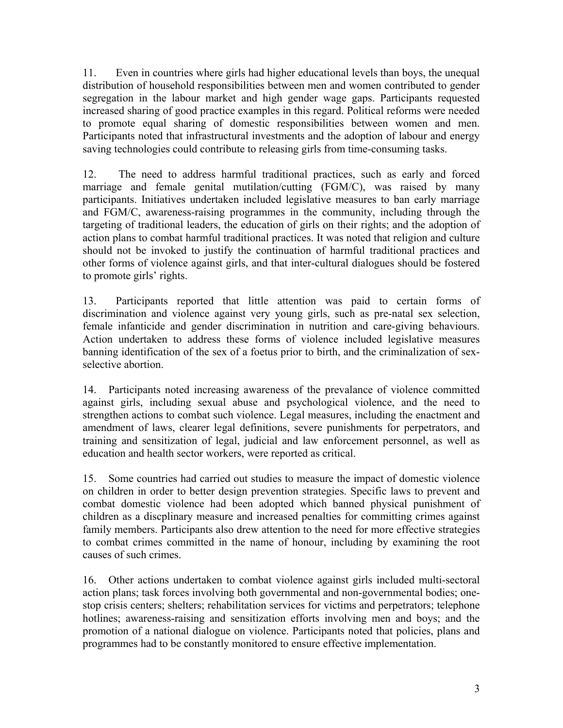11. Even in countries where girls had higher educational levels than boys, the unequal distribution of household responsibilities between men and women contributed to gender segregation in the labour market and high gender wage gaps. Participants requested increased sharing of good practice examples in this regard. Political reforms were needed to promote equal sharing of domestic responsibilities between women and men. Participants noted that infrastructural investments and the adoption of labour and energy saving technologies could contribute to releasing girls from time-consuming tasks.

12. The need to address harmful traditional practices, such as early and forced marriage and female genital mutilation/cutting (FGM/C), was raised by many participants. Initiatives undertaken included legislative measures to ban early marriage and FGM/C, awareness-raising programmes in the community, including through the targeting of traditional leaders, the education of girls on their rights; and the adoption of action plans to combat harmful traditional practices. It was noted that religion and culture should not be invoked to justify the continuation of harmful traditional practices and other forms of violence against girls, and that inter-cultural dialogues should be fostered to promote girls' rights.

13. Participants reported that little attention was paid to certain forms of discrimination and violence against very young girls, such as pre-natal sex selection, female infanticide and gender discrimination in nutrition and care-giving behaviours. Action undertaken to address these forms of violence included legislative measures banning identification of the sex of a foetus prior to birth, and the criminalization of sex-selective abortion.

14. Participants noted increasing awareness of the prevalance of violence committed against girls, including sexual abuse and psychological violence, and the need to strengthen actions to combat such violence. Legal measures, including the enactment and amendment of laws, clearer legal definitions, severe punishments for perpetrators, and training and sensitization of legal, judicial and law enforcement personnel, as well as education and health sector workers, were reported as critical.

15. Some countries had carried out studies to measure the impact of domestic violence on children in order to better design prevention strategies. Specific laws to prevent and combat domestic violence had been adopted which banned physical punishment of children as a discplinary measure and increased penalties for committing crimes against family members. Participants also drew attention to the need for more effective strategies to combat crimes committed in the name of honour, including by examining the root causes of such crimes.

16. Other actions undertaken to combat violence against girls included multi-sectoral action plans; task forces involving both governmental and non-governmental bodies; one-stop crisis centers; shelters; rehabilitation services for victims and perpetrators; telephone hotlines; awareness-raising and sensitization efforts involving men and boys; and the promotion of a national dialogue on violence. Participants noted that policies, plans and programmes had to be constantly monitored to ensure effective implementation.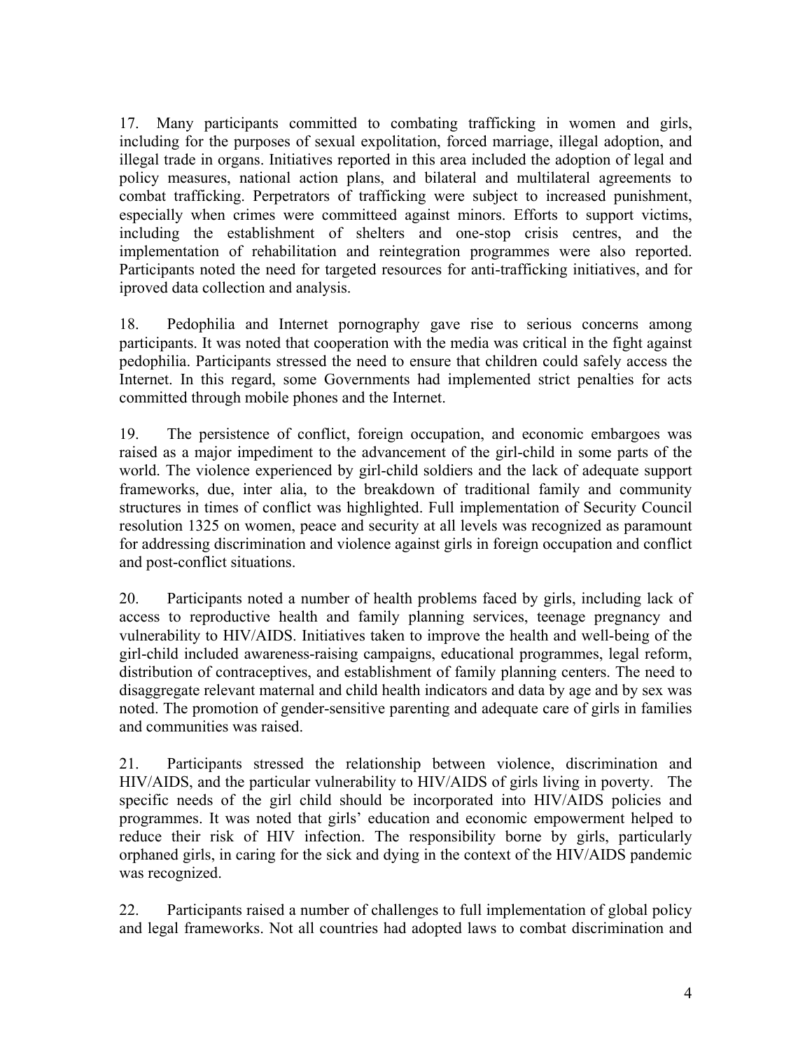17. Many participants committed to combating trafficking in women and girls, including for the purposes of sexual expolitation, forced marriage, illegal adoption, and illegal trade in organs. Initiatives reported in this area included the adoption of legal and policy measures, national action plans, and bilateral and multilateral agreements to combat trafficking. Perpetrators of trafficking were subject to increased punishment, especially when crimes were committeed against minors. Efforts to support victims, including the establishment of shelters and one-stop crisis centres, and the implementation of rehabilitation and reintegration programmes were also reported. Participants noted the need for targeted resources for anti-trafficking initiatives, and for iproved data collection and analysis.

18. Pedophilia and Internet pornography gave rise to serious concerns among participants. It was noted that cooperation with the media was critical in the fight against pedophilia. Participants stressed the need to ensure that children could safely access the Internet. In this regard, some Governments had implemented strict penalties for acts committed through mobile phones and the Internet.

19. The persistence of conflict, foreign occupation, and economic embargoes was raised as a major impediment to the advancement of the girl-child in some parts of the world. The violence experienced by girl-child soldiers and the lack of adequate support frameworks, due, inter alia, to the breakdown of traditional family and community structures in times of conflict was highlighted. Full implementation of Security Council resolution 1325 on women, peace and security at all levels was recognized as paramount for addressing discrimination and violence against girls in foreign occupation and conflict and post-conflict situations.

20. Participants noted a number of health problems faced by girls, including lack of access to reproductive health and family planning services, teenage pregnancy and vulnerability to HIV/AIDS. Initiatives taken to improve the health and well-being of the girl-child included awareness-raising campaigns, educational programmes, legal reform, distribution of contraceptives, and establishment of family planning centers. The need to disaggregate relevant maternal and child health indicators and data by age and by sex was noted. The promotion of gender-sensitive parenting and adequate care of girls in families and communities was raised.

21. Participants stressed the relationship between violence, discrimination and HIV/AIDS, and the particular vulnerability to HIV/AIDS of girls living in poverty. The specific needs of the girl child should be incorporated into HIV/AIDS policies and programmes. It was noted that girls' education and economic empowerment helped to reduce their risk of HIV infection. The responsibility borne by girls, particularly orphaned girls, in caring for the sick and dying in the context of the HIV/AIDS pandemic was recognized.

22. Participants raised a number of challenges to full implementation of global policy and legal frameworks. Not all countries had adopted laws to combat discrimination and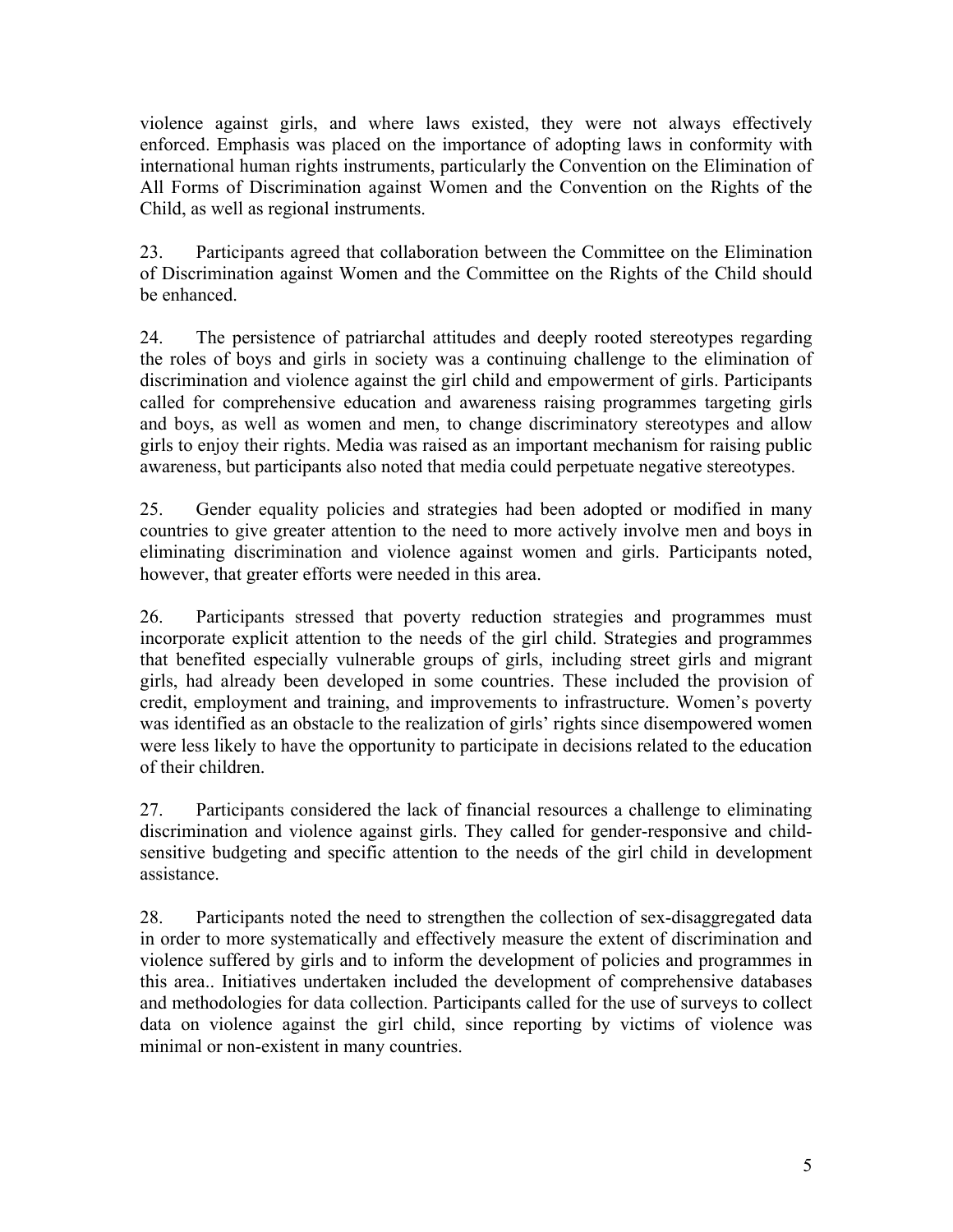violence against girls, and where laws existed, they were not always effectively enforced. Emphasis was placed on the importance of adopting laws in conformity with international human rights instruments, particularly the Convention on the Elimination of All Forms of Discrimination against Women and the Convention on the Rights of the Child, as well as regional instruments.

23. Participants agreed that collaboration between the Committee on the Elimination of Discrimination against Women and the Committee on the Rights of the Child should be enhanced.

24. The persistence of patriarchal attitudes and deeply rooted stereotypes regarding the roles of boys and girls in society was a continuing challenge to the elimination of discrimination and violence against the girl child and empowerment of girls. Participants called for comprehensive education and awareness raising programmes targeting girls and boys, as well as women and men, to change discriminatory stereotypes and allow girls to enjoy their rights. Media was raised as an important mechanism for raising public awareness, but participants also noted that media could perpetuate negative stereotypes.

25. Gender equality policies and strategies had been adopted or modified in many countries to give greater attention to the need to more actively involve men and boys in eliminating discrimination and violence against women and girls. Participants noted, however, that greater efforts were needed in this area.

26. Participants stressed that poverty reduction strategies and programmes must incorporate explicit attention to the needs of the girl child. Strategies and programmes that benefited especially vulnerable groups of girls, including street girls and migrant girls, had already been developed in some countries. These included the provision of credit, employment and training, and improvements to infrastructure. Women's poverty was identified as an obstacle to the realization of girls' rights since disempowered women were less likely to have the opportunity to participate in decisions related to the education of their children.

27. Participants considered the lack of financial resources a challenge to eliminating discrimination and violence against girls. They called for gender-responsive and child-sensitive budgeting and specific attention to the needs of the girl child in development assistance.

28. Participants noted the need to strengthen the collection of sex-disaggregated data in order to more systematically and effectively measure the extent of discrimination and violence suffered by girls and to inform the development of policies and programmes in this area.. Initiatives undertaken included the development of comprehensive databases and methodologies for data collection. Participants called for the use of surveys to collect data on violence against the girl child, since reporting by victims of violence was minimal or non-existent in many countries.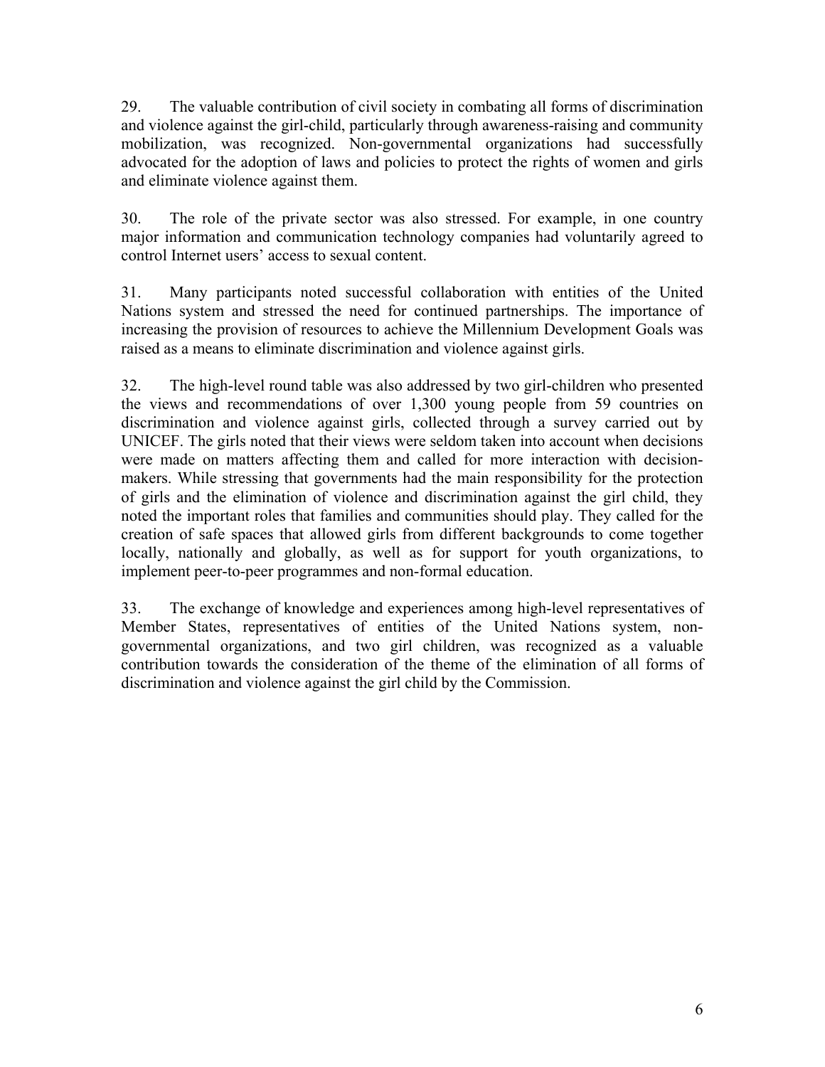29. The valuable contribution of civil society in combating all forms of discrimination and violence against the girl-child, particularly through awareness-raising and community mobilization, was recognized. Non-governmental organizations had successfully advocated for the adoption of laws and policies to protect the rights of women and girls and eliminate violence against them.

30. The role of the private sector was also stressed. For example, in one country major information and communication technology companies had voluntarily agreed to control Internet users' access to sexual content.

31. Many participants noted successful collaboration with entities of the United Nations system and stressed the need for continued partnerships. The importance of increasing the provision of resources to achieve the Millennium Development Goals was raised as a means to eliminate discrimination and violence against girls.

32. The high-level round table was also addressed by two girl-children who presented the views and recommendations of over 1,300 young people from 59 countries on discrimination and violence against girls, collected through a survey carried out by UNICEF. The girls noted that their views were seldom taken into account when decisions were made on matters affecting them and called for more interaction with decision-makers. While stressing that governments had the main responsibility for the protection of girls and the elimination of violence and discrimination against the girl child, they noted the important roles that families and communities should play. They called for the creation of safe spaces that allowed girls from different backgrounds to come together locally, nationally and globally, as well as for support for youth organizations, to implement peer-to-peer programmes and non-formal education.

33. The exchange of knowledge and experiences among high-level representatives of Member States, representatives of entities of the United Nations system, non-governmental organizations, and two girl children, was recognized as a valuable contribution towards the consideration of the theme of the elimination of all forms of discrimination and violence against the girl child by the Commission.